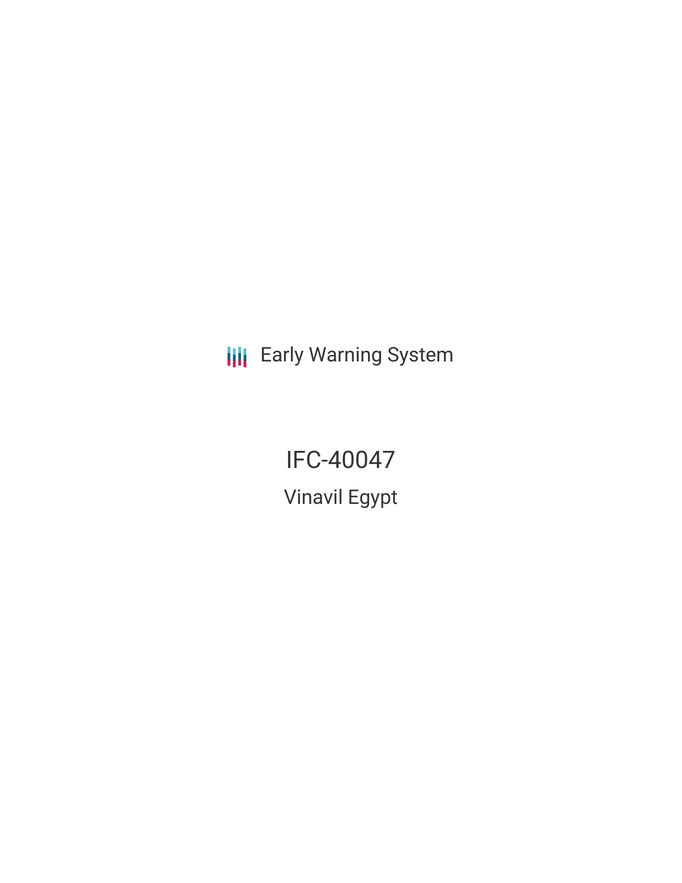Early Warning System

# IFC-40047

## Vinavil Egypt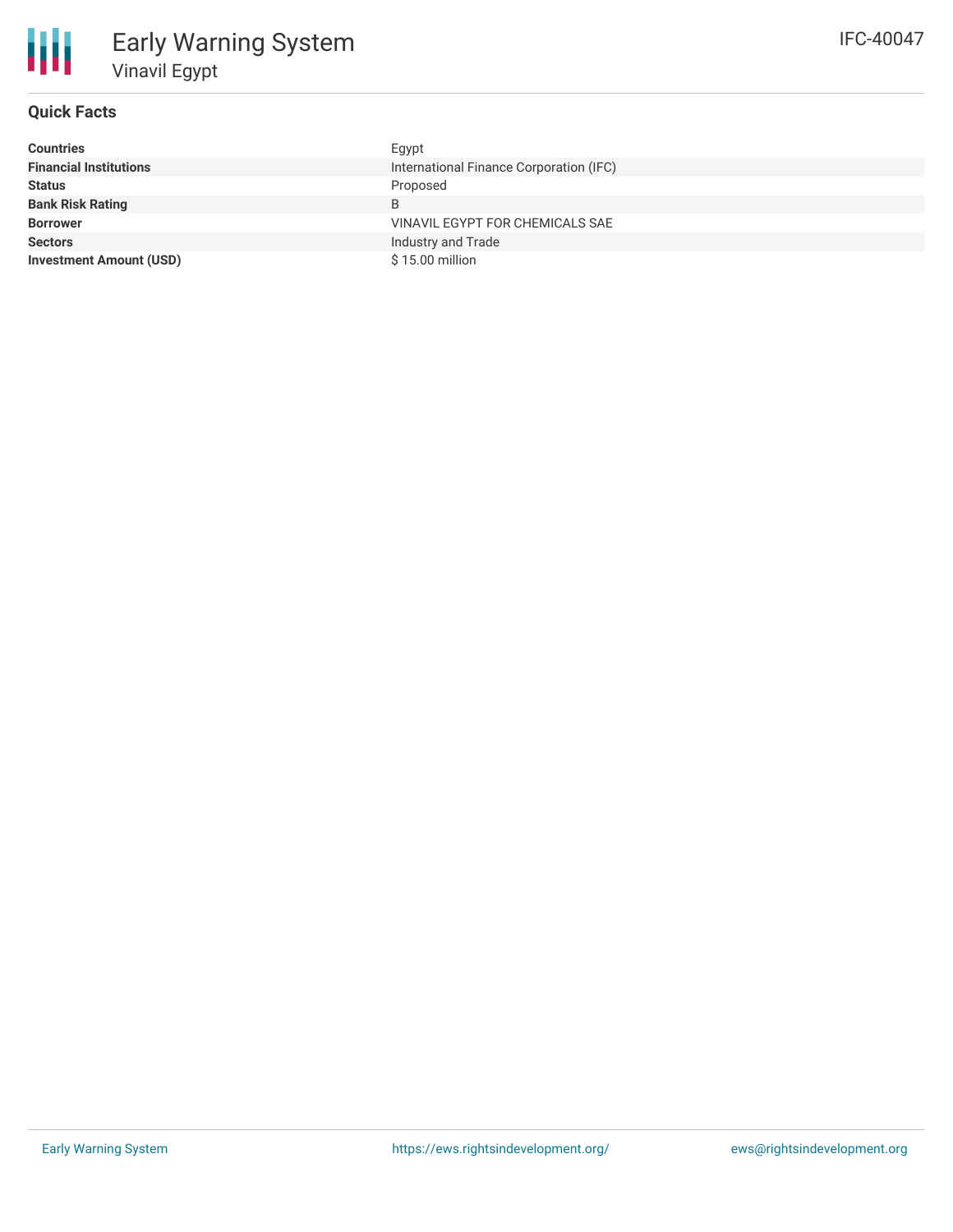# Early Warning System

## Vinavil Egypt

IFC-40047

### Quick Facts

| | |
|---|---|
| **Countries** | Egypt |
| **Financial Institutions** | International Finance Corporation (IFC) |
| **Status** | Proposed |
| **Bank Risk Rating** | B |
| **Borrower** | VINAVIL EGYPT FOR CHEMICALS SAE |
| **Sectors** | Industry and Trade |
| **Investment Amount (USD)** | $ 15.00 million |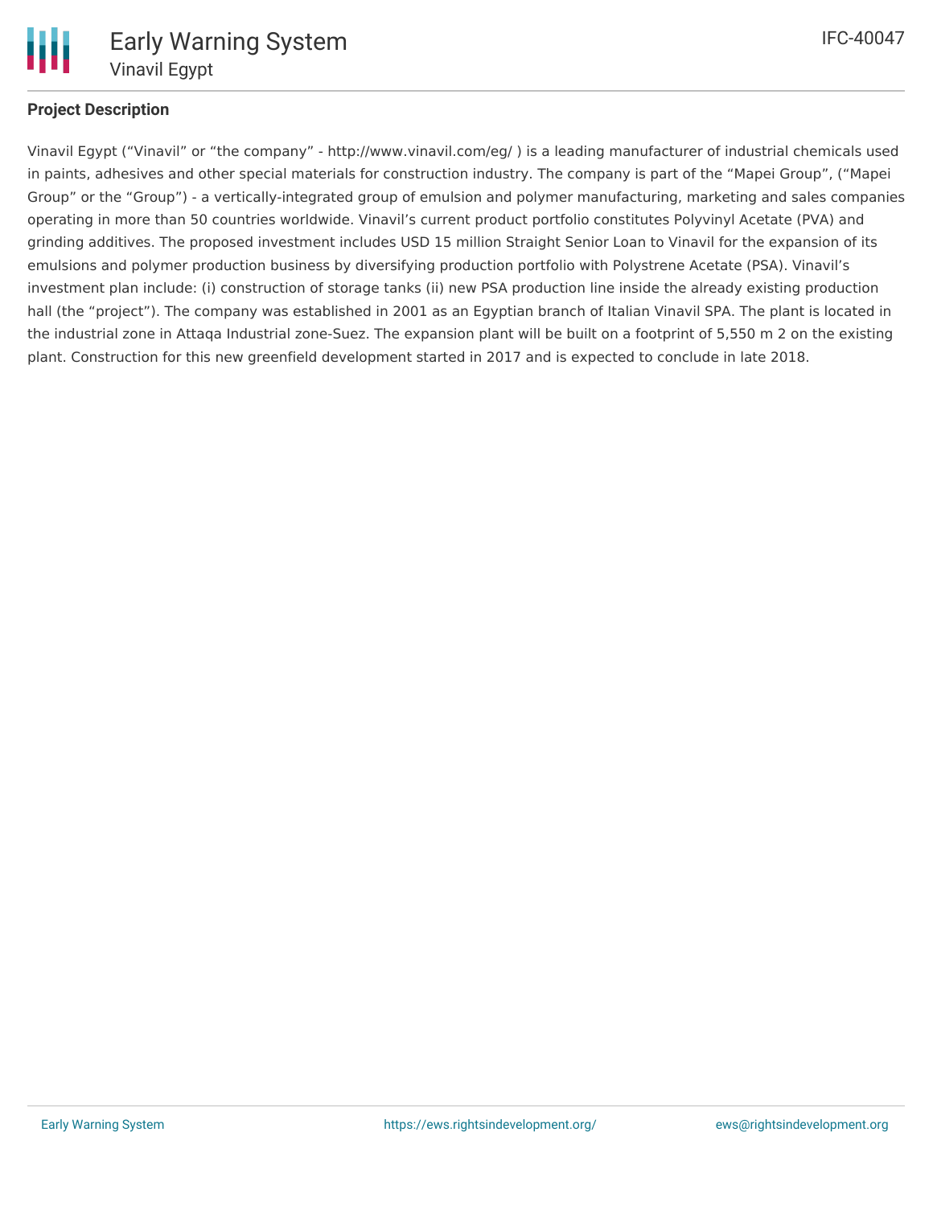## Project Description

Vinavil Egypt ("Vinavil" or "the company" - http://www.vinavil.com/eg/ ) is a leading manufacturer of industrial chemicals used in paints, adhesives and other special materials for construction industry. The company is part of the "Mapei Group", ("Mapei Group" or the "Group") - a vertically-integrated group of emulsion and polymer manufacturing, marketing and sales companies operating in more than 50 countries worldwide. Vinavil's current product portfolio constitutes Polyvinyl Acetate (PVA) and grinding additives. The proposed investment includes USD 15 million Straight Senior Loan to Vinavil for the expansion of its emulsions and polymer production business by diversifying production portfolio with Polystrene Acetate (PSA). Vinavil's investment plan include: (i) construction of storage tanks (ii) new PSA production line inside the already existing production hall (the "project"). The company was established in 2001 as an Egyptian branch of Italian Vinavil SPA. The plant is located in the industrial zone in Attaqa Industrial zone-Suez. The expansion plant will be built on a footprint of 5,550 m 2 on the existing plant. Construction for this new greenfield development started in 2017 and is expected to conclude in late 2018.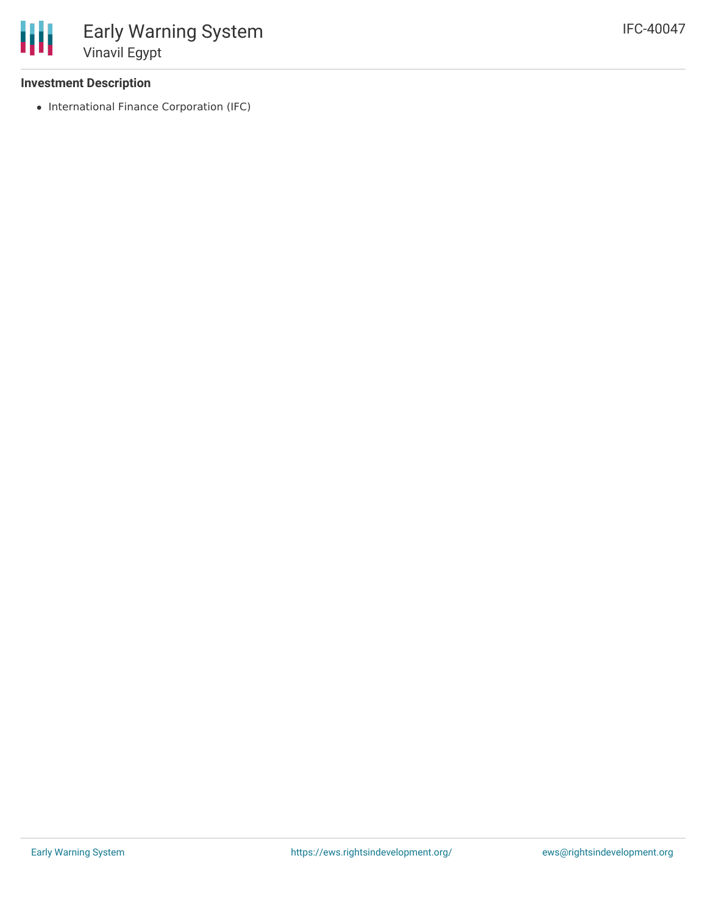### Investment Description

- International Finance Corporation (IFC)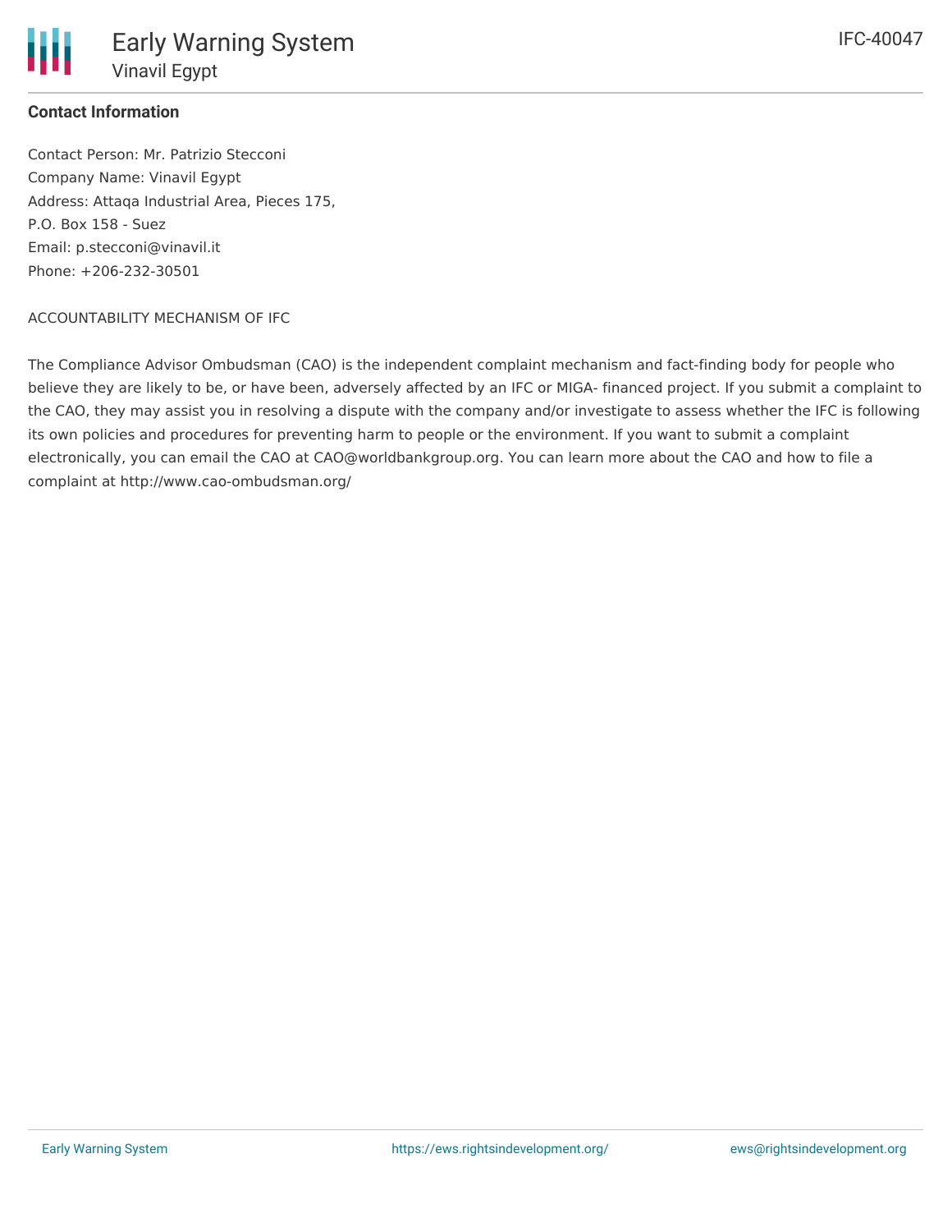**Contact Information**

Contact Person: Mr. Patrizio Stecconi
Company Name: Vinavil Egypt
Address: Attaqa Industrial Area, Pieces 175,
P.O. Box 158 - Suez
Email: p.stecconi@vinavil.it
Phone: +206-232-30501

ACCOUNTABILITY MECHANISM OF IFC

The Compliance Advisor Ombudsman (CAO) is the independent complaint mechanism and fact-finding body for people who believe they are likely to be, or have been, adversely affected by an IFC or MIGA- financed project. If you submit a complaint to the CAO, they may assist you in resolving a dispute with the company and/or investigate to assess whether the IFC is following its own policies and procedures for preventing harm to people or the environment. If you want to submit a complaint electronically, you can email the CAO at CAO@worldbankgroup.org. You can learn more about the CAO and how to file a complaint at http://www.cao-ombudsman.org/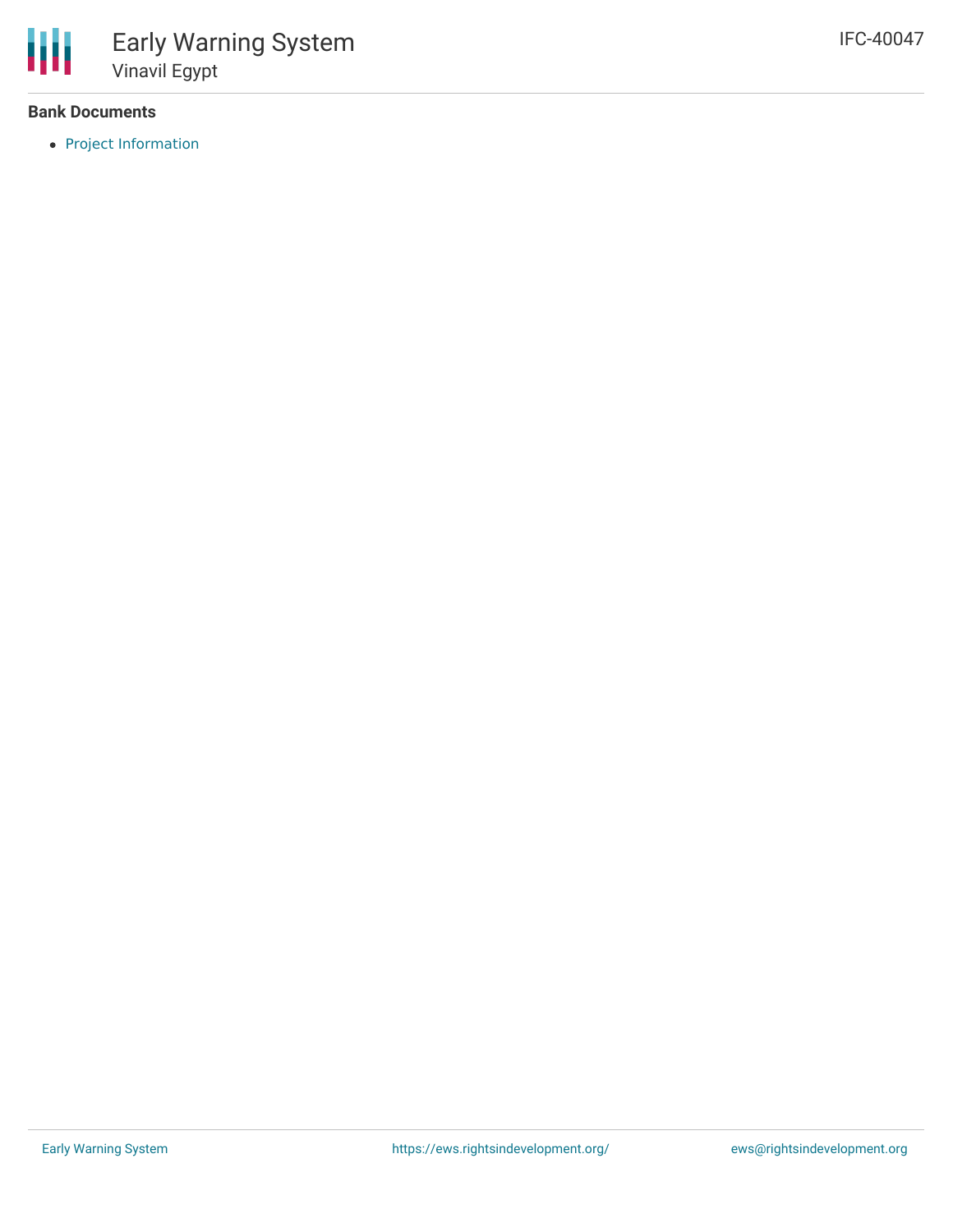### Bank Documents

- Project Information